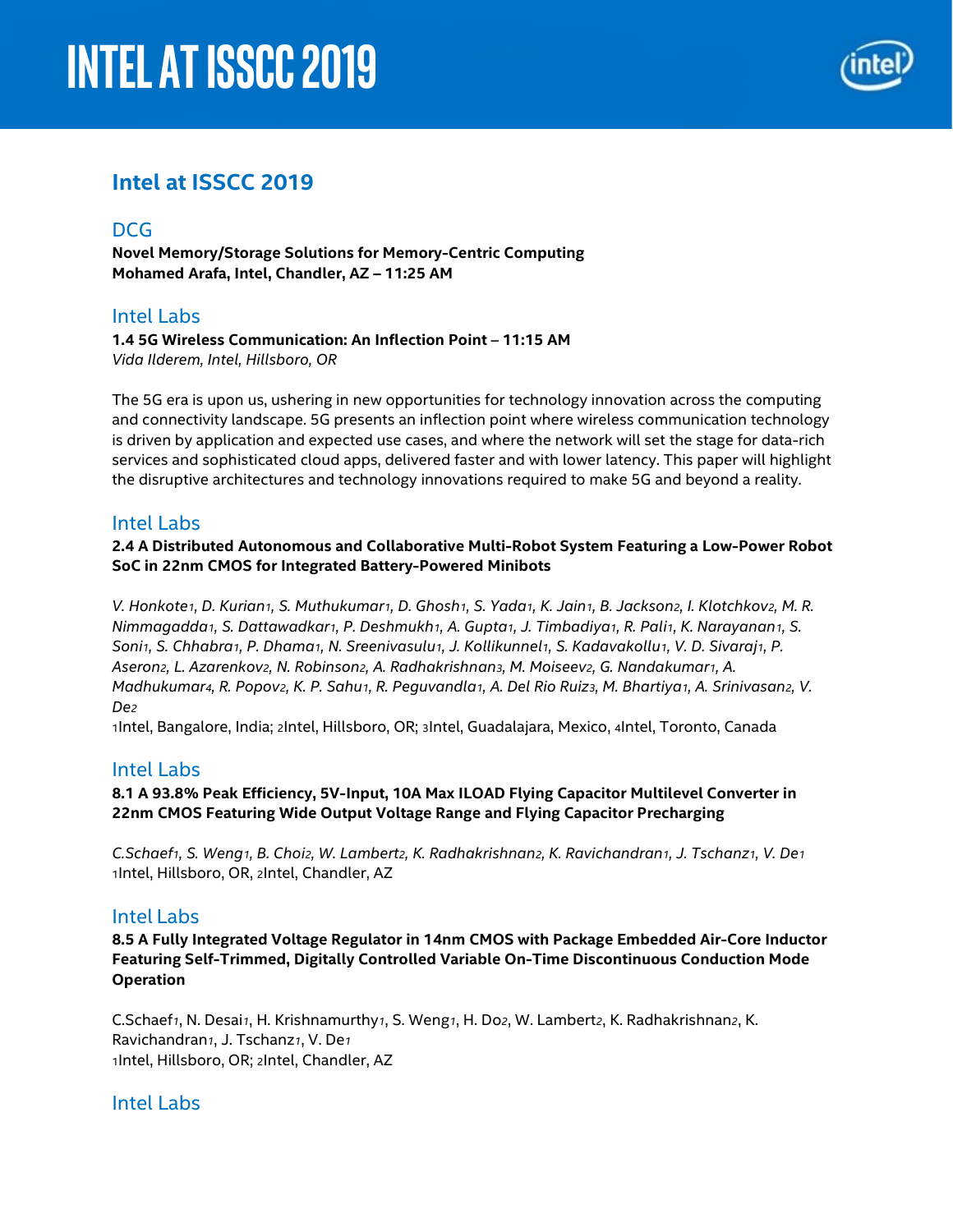# INTEL AT ISSCC 2019

## Intel at ISSCC 2019

### DCG

**Novel Memory/Storage Solutions for Memory-Centric Computing**
**Mohamed Arafa, Intel, Chandler, AZ – 11:25 AM**

### Intel Labs

**1.4 5G Wireless Communication: An Inflection Point – 11:15 AM**
*Vida Ilderem, Intel, Hillsboro, OR*

The 5G era is upon us, ushering in new opportunities for technology innovation across the computing and connectivity landscape. 5G presents an inflection point where wireless communication technology is driven by application and expected use cases, and where the network will set the stage for data-rich services and sophisticated cloud apps, delivered faster and with lower latency. This paper will highlight the disruptive architectures and technology innovations required to make 5G and beyond a reality.

### Intel Labs

**2.4 A Distributed Autonomous and Collaborative Multi-Robot System Featuring a Low-Power Robot SoC in 22nm CMOS for Integrated Battery-Powered Minibots**

*V. Honkote[1], D. Kurian[1], S. Muthukumar[1], D. Ghosh[1], S. Yada[1], K. Jain[1], B. Jackson[2], I. Klotchkov[2], M. R. Nimmagadda[1], S. Dattawadkar[1], P. Deshmukh[1], A. Gupta[1], J. Timbadiya[1], R. Pali[1], K. Narayanan[1], S. Soni[1], S. Chhabra[1], P. Dhama[1], N. Sreenivasulu[1], J. Kollikunnel[1], S. Kadavakollu[1], V. D. Sivaraj[1], P. Aseron[2], L. Azarenkov[2], N. Robinson[2], A. Radhakrishnan[3], M. Moiseev[2], G. Nandakumar[1], A. Madhukumar[4], R. Popov[2], K. P. Sahu[1], R. Peguvandla[1], A. Del Rio Ruiz[3], M. Bhartiya[1], A. Srinivasan[2], V. De[2]*
[1]Intel, Bangalore, India; [2]Intel, Hillsboro, OR; [3]Intel, Guadalajara, Mexico, [4]Intel, Toronto, Canada

### Intel Labs

**8.1 A 93.8% Peak Efficiency, 5V-Input, 10A Max ILOAD Flying Capacitor Multilevel Converter in 22nm CMOS Featuring Wide Output Voltage Range and Flying Capacitor Precharging**

*C.Schaef[1], S. Weng[1], B. Choi[2], W. Lambert[2], K. Radhakrishnan[2], K. Ravichandran[1], J. Tschanz[1], V. De[1]*
[1]Intel, Hillsboro, OR, [2]Intel, Chandler, AZ

### Intel Labs

**8.5 A Fully Integrated Voltage Regulator in 14nm CMOS with Package Embedded Air-Core Inductor Featuring Self-Trimmed, Digitally Controlled Variable On-Time Discontinuous Conduction Mode Operation**

C.Schaef[1], N. Desai[1], H. Krishnamurthy[1], S. Weng[1], H. Do[2], W. Lambert[2], K. Radhakrishnan[2], K. Ravichandran[1], J. Tschanz[1], V. De[1]
[1]Intel, Hillsboro, OR; [2]Intel, Chandler, AZ

### Intel Labs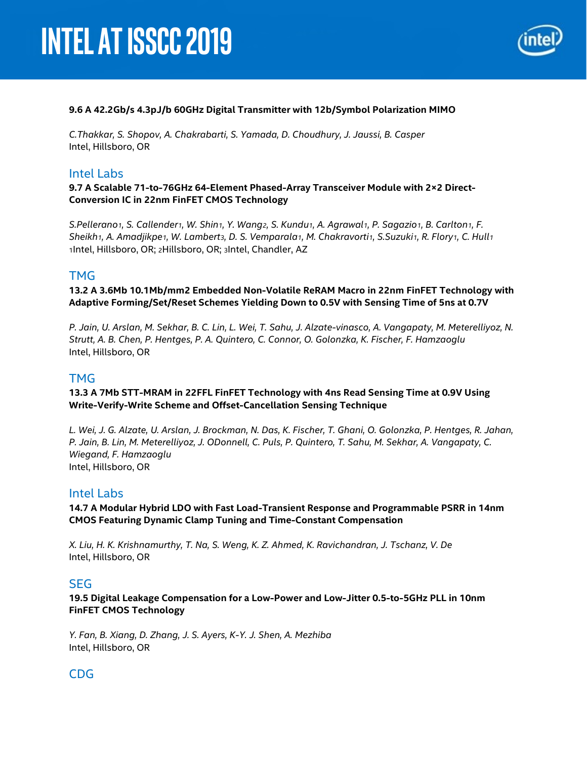**9.6 A 42.2Gb/s 4.3pJ/b 60GHz Digital Transmitter with 12b/Symbol Polarization MIMO**

*C.Thakkar, S. Shopov, A. Chakrabarti, S. Yamada, D. Choudhury, J. Jaussi, B. Casper*
Intel, Hillsboro, OR

## Intel Labs

**9.7 A Scalable 71-to-76GHz 64-Element Phased-Array Transceiver Module with 2×2 Direct-Conversion IC in 22nm FinFET CMOS Technology**

*S.Pellerano[1], S. Callender[1], W. Shin[1], Y. Wang[2], S. Kundu[1], A. Agrawal[1], P. Sagazio[1], B. Carlton[1], F. Sheikh[1], A. Amadjikpe[1], W. Lambert[3], D. S. Vemparala[1], M. Chakravorti[1], S.Suzuki[1], R. Flory[1], C. Hull[1]*
[1]Intel, Hillsboro, OR; [2]Hillsboro, OR; [3]Intel, Chandler, AZ

## TMG

**13.2 A 3.6Mb 10.1Mb/mm2 Embedded Non-Volatile ReRAM Macro in 22nm FinFET Technology with Adaptive Forming/Set/Reset Schemes Yielding Down to 0.5V with Sensing Time of 5ns at 0.7V**

*P. Jain, U. Arslan, M. Sekhar, B. C. Lin, L. Wei, T. Sahu, J. Alzate-vinasco, A. Vangapaty, M. Meterelliyoz, N. Strutt, A. B. Chen, P. Hentges, P. A. Quintero, C. Connor, O. Golonzka, K. Fischer, F. Hamzaoglu*
Intel, Hillsboro, OR

## TMG

**13.3 A 7Mb STT-MRAM in 22FFL FinFET Technology with 4ns Read Sensing Time at 0.9V Using Write-Verify-Write Scheme and Offset-Cancellation Sensing Technique**

*L. Wei, J. G. Alzate, U. Arslan, J. Brockman, N. Das, K. Fischer, T. Ghani, O. Golonzka, P. Hentges, R. Jahan, P. Jain, B. Lin, M. Meterelliyoz, J. ODonnell, C. Puls, P. Quintero, T. Sahu, M. Sekhar, A. Vangapaty, C. Wiegand, F. Hamzaoglu*
Intel, Hillsboro, OR

## Intel Labs

**14.7 A Modular Hybrid LDO with Fast Load-Transient Response and Programmable PSRR in 14nm CMOS Featuring Dynamic Clamp Tuning and Time-Constant Compensation**

*X. Liu, H. K. Krishnamurthy, T. Na, S. Weng, K. Z. Ahmed, K. Ravichandran, J. Tschanz, V. De*
Intel, Hillsboro, OR

## SEG

**19.5 Digital Leakage Compensation for a Low-Power and Low-Jitter 0.5-to-5GHz PLL in 10nm FinFET CMOS Technology**

*Y. Fan, B. Xiang, D. Zhang, J. S. Ayers, K-Y. J. Shen, A. Mezhiba*
Intel, Hillsboro, OR

## CDG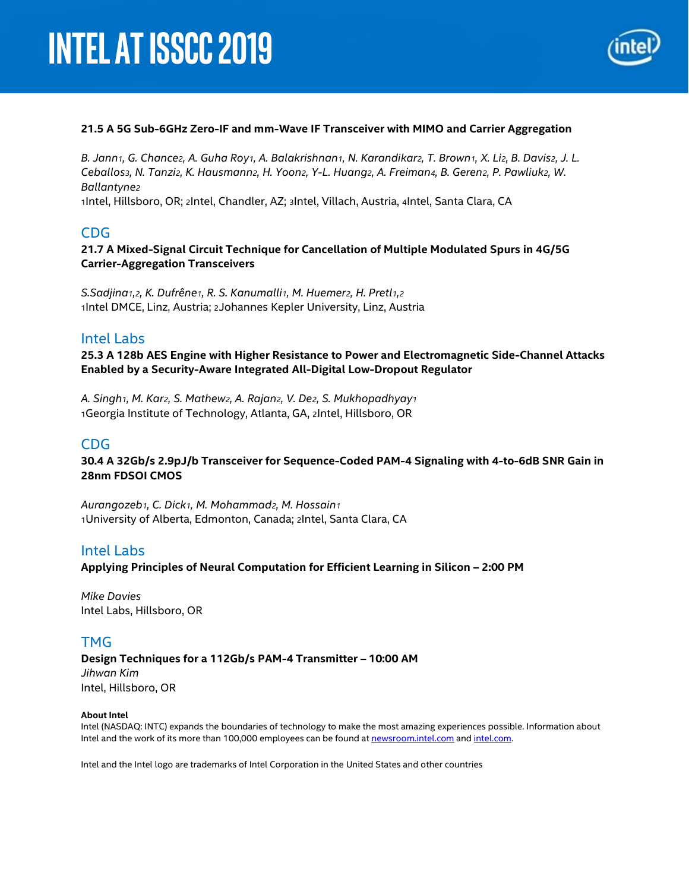# INTEL AT ISSCC 2019

**21.5 A 5G Sub-6GHz Zero-IF and mm-Wave IF Transceiver with MIMO and Carrier Aggregation**

*B. Jann[1], G. Chance[2], A. Guha Roy[1], A. Balakrishnan[1], N. Karandikar[2], T. Brown[1], X. Li[2], B. Davis[2], J. L. Ceballos[3], N. Tanzi[2], K. Hausmann[2], H. Yoon[2], Y-L. Huang[2], A. Freiman[4], B. Geren[2], P. Pawliuk[2], W. Ballantyne[2]*
[1]Intel, Hillsboro, OR; [2]Intel, Chandler, AZ; [3]Intel, Villach, Austria, [4]Intel, Santa Clara, CA

## CDG

**21.7 A Mixed-Signal Circuit Technique for Cancellation of Multiple Modulated Spurs in 4G/5G Carrier-Aggregation Transceivers**

*S.Sadjina[1,2], K. Dufrêne[1], R. S. Kanumalli[1], M. Huemer[2], H. Pretl[1,2]*
[1]Intel DMCE, Linz, Austria; [2]Johannes Kepler University, Linz, Austria

## Intel Labs

**25.3 A 128b AES Engine with Higher Resistance to Power and Electromagnetic Side-Channel Attacks Enabled by a Security-Aware Integrated All-Digital Low-Dropout Regulator**

*A. Singh[1], M. Kar[2], S. Mathew[2], A. Rajan[2], V. De[2], S. Mukhopadhyay[1]*
[1]Georgia Institute of Technology, Atlanta, GA, [2]Intel, Hillsboro, OR

## CDG

**30.4 A 32Gb/s 2.9pJ/b Transceiver for Sequence-Coded PAM-4 Signaling with 4-to-6dB SNR Gain in 28nm FDSOI CMOS**

*Aurangozeb[1], C. Dick[1], M. Mohammad[2], M. Hossain[1]*
[1]University of Alberta, Edmonton, Canada; [2]Intel, Santa Clara, CA

## Intel Labs

**Applying Principles of Neural Computation for Efficient Learning in Silicon – 2:00 PM**

*Mike Davies*
Intel Labs, Hillsboro, OR

## TMG

**Design Techniques for a 112Gb/s PAM-4 Transmitter – 10:00 AM**
*Jihwan Kim*
Intel, Hillsboro, OR

**About Intel**
Intel (NASDAQ: INTC) expands the boundaries of technology to make the most amazing experiences possible. Information about Intel and the work of its more than 100,000 employees can be found at newsroom.intel.com and intel.com.

Intel and the Intel logo are trademarks of Intel Corporation in the United States and other countries